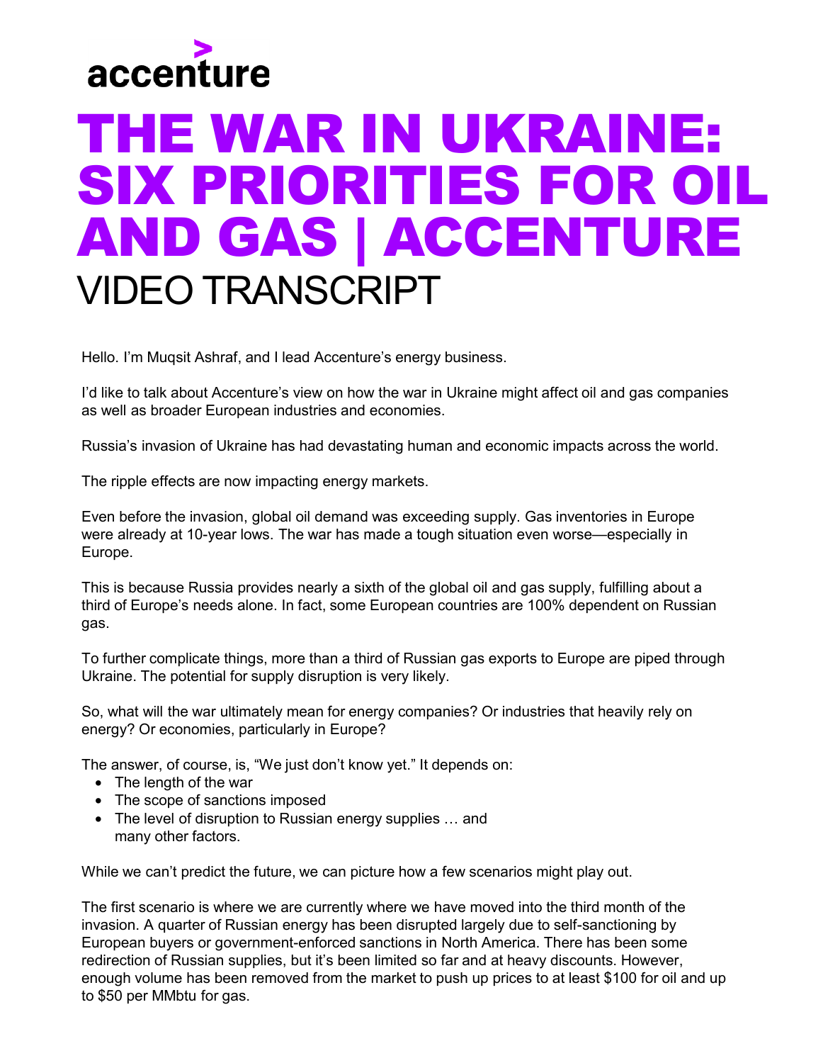accenture

# THE WAR IN UKRAINE: SIX PRIORITIES FOR OIL AND GAS | ACCENTURE

## VIDEO TRANSCRIPT

Hello. I'm Muqsit Ashraf, and I lead Accenture's energy business.

I'd like to talk about Accenture's view on how the war in Ukraine might affect oil and gas companies as well as broader European industries and economies.

Russia's invasion of Ukraine has had devastating human and economic impacts across the world.

The ripple effects are now impacting energy markets.

Even before the invasion, global oil demand was exceeding supply. Gas inventories in Europe were already at 10-year lows. The war has made a tough situation even worse—especially in Europe.

This is because Russia provides nearly a sixth of the global oil and gas supply, fulfilling about a third of Europe's needs alone. In fact, some European countries are 100% dependent on Russian gas.

To further complicate things, more than a third of Russian gas exports to Europe are piped through Ukraine. The potential for supply disruption is very likely.

So, what will the war ultimately mean for energy companies? Or industries that heavily rely on energy? Or economies, particularly in Europe?

The answer, of course, is, "We just don't know yet." It depends on:

- The length of the war
- The scope of sanctions imposed
- The level of disruption to Russian energy supplies … and many other factors.

While we can't predict the future, we can picture how a few scenarios might play out.

The first scenario is where we are currently where we have moved into the third month of the invasion. A quarter of Russian energy has been disrupted largely due to self-sanctioning by European buyers or government-enforced sanctions in North America. There has been some redirection of Russian supplies, but it's been limited so far and at heavy discounts. However, enough volume has been removed from the market to push up prices to at least $100 for oil and up to $50 per MMbtu for gas.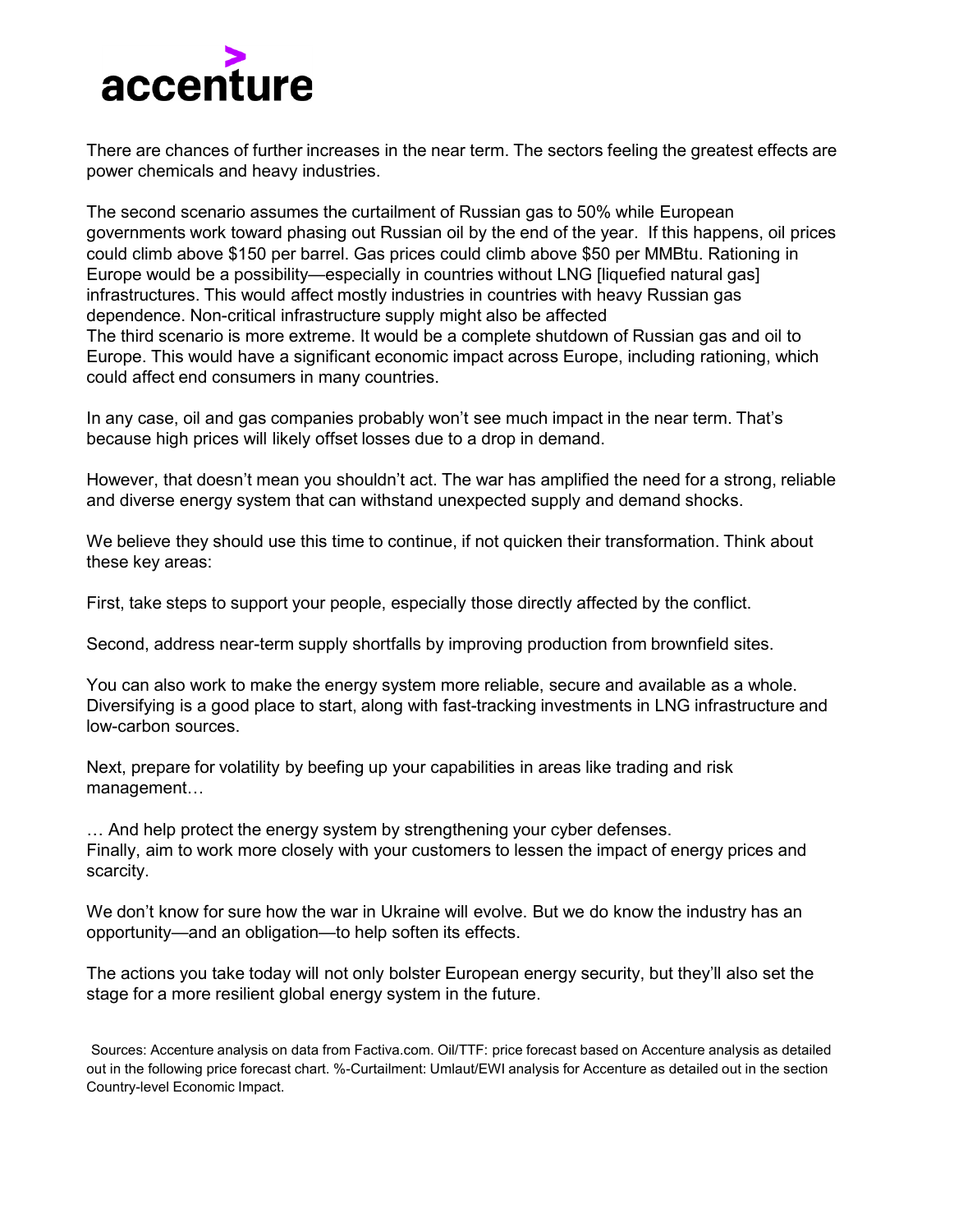There are chances of further increases in the near term. The sectors feeling the greatest effects are power chemicals and heavy industries.

The second scenario assumes the curtailment of Russian gas to 50% while European governments work toward phasing out Russian oil by the end of the year. If this happens, oil prices could climb above $150 per barrel. Gas prices could climb above $50 per MMBtu. Rationing in Europe would be a possibility—especially in countries without LNG [liquefied natural gas] infrastructures. This would affect mostly industries in countries with heavy Russian gas dependence. Non-critical infrastructure supply might also be affected
The third scenario is more extreme. It would be a complete shutdown of Russian gas and oil to Europe. This would have a significant economic impact across Europe, including rationing, which could affect end consumers in many countries.

In any case, oil and gas companies probably won't see much impact in the near term. That's because high prices will likely offset losses due to a drop in demand.

However, that doesn't mean you shouldn't act. The war has amplified the need for a strong, reliable and diverse energy system that can withstand unexpected supply and demand shocks.

We believe they should use this time to continue, if not quicken their transformation. Think about these key areas:

First, take steps to support your people, especially those directly affected by the conflict.

Second, address near-term supply shortfalls by improving production from brownfield sites.

You can also work to make the energy system more reliable, secure and available as a whole. Diversifying is a good place to start, along with fast-tracking investments in LNG infrastructure and low-carbon sources.

Next, prepare for volatility by beefing up your capabilities in areas like trading and risk management…

… And help protect the energy system by strengthening your cyber defenses.
Finally, aim to work more closely with your customers to lessen the impact of energy prices and scarcity.

We don't know for sure how the war in Ukraine will evolve. But we do know the industry has an opportunity—and an obligation—to help soften its effects.

The actions you take today will not only bolster European energy security, but they'll also set the stage for a more resilient global energy system in the future.

Sources: Accenture analysis on data from Factiva.com. Oil/TTF: price forecast based on Accenture analysis as detailed out in the following price forecast chart. %-Curtailment: Umlaut/EWI analysis for Accenture as detailed out in the section Country-level Economic Impact.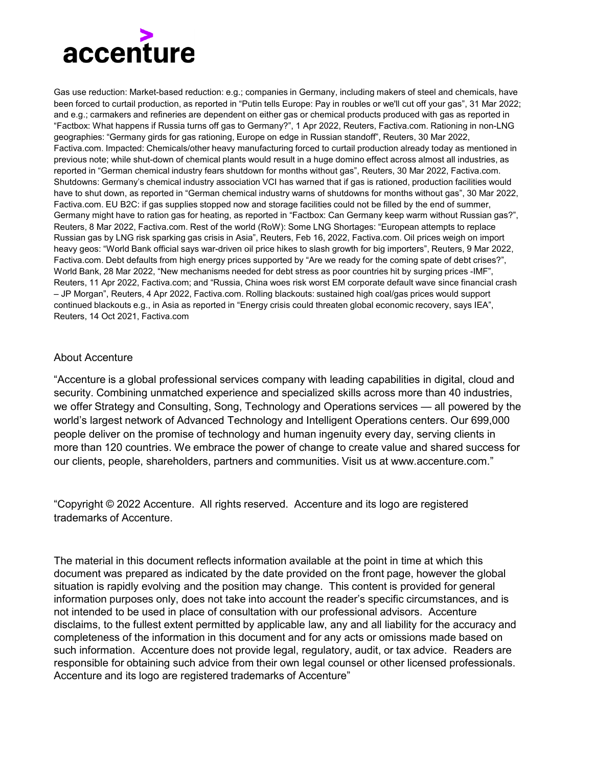Gas use reduction: Market-based reduction: e.g.; companies in Germany, including makers of steel and chemicals, have been forced to curtail production, as reported in "Putin tells Europe: Pay in roubles or we'll cut off your gas", 31 Mar 2022; and e.g.; carmakers and refineries are dependent on either gas or chemical products produced with gas as reported in "Factbox: What happens if Russia turns off gas to Germany?", 1 Apr 2022, Reuters, Factiva.com. Rationing in non-LNG geographies: "Germany girds for gas rationing, Europe on edge in Russian standoff", Reuters, 30 Mar 2022, Factiva.com. Impacted: Chemicals/other heavy manufacturing forced to curtail production already today as mentioned in previous note; while shut-down of chemical plants would result in a huge domino effect across almost all industries, as reported in "German chemical industry fears shutdown for months without gas", Reuters, 30 Mar 2022, Factiva.com. Shutdowns: Germany's chemical industry association VCI has warned that if gas is rationed, production facilities would have to shut down, as reported in "German chemical industry warns of shutdowns for months without gas", 30 Mar 2022, Factiva.com. EU B2C: if gas supplies stopped now and storage facilities could not be filled by the end of summer, Germany might have to ration gas for heating, as reported in "Factbox: Can Germany keep warm without Russian gas?", Reuters, 8 Mar 2022, Factiva.com. Rest of the world (RoW): Some LNG Shortages: "European attempts to replace Russian gas by LNG risk sparking gas crisis in Asia", Reuters, Feb 16, 2022, Factiva.com. Oil prices weigh on import heavy geos: "World Bank official says war-driven oil price hikes to slash growth for big importers", Reuters, 9 Mar 2022, Factiva.com. Debt defaults from high energy prices supported by "Are we ready for the coming spate of debt crises?", World Bank, 28 Mar 2022, "New mechanisms needed for debt stress as poor countries hit by surging prices -IMF", Reuters, 11 Apr 2022, Factiva.com; and "Russia, China woes risk worst EM corporate default wave since financial crash – JP Morgan", Reuters, 4 Apr 2022, Factiva.com. Rolling blackouts: sustained high coal/gas prices would support continued blackouts e.g., in Asia as reported in "Energy crisis could threaten global economic recovery, says IEA", Reuters, 14 Oct 2021, Factiva.com

## About Accenture

"Accenture is a global professional services company with leading capabilities in digital, cloud and security. Combining unmatched experience and specialized skills across more than 40 industries, we offer Strategy and Consulting, Song, Technology and Operations services — all powered by the world's largest network of Advanced Technology and Intelligent Operations centers. Our 699,000 people deliver on the promise of technology and human ingenuity every day, serving clients in more than 120 countries. We embrace the power of change to create value and shared success for our clients, people, shareholders, partners and communities. Visit us at www.accenture.com."

"Copyright © 2022 Accenture. All rights reserved. Accenture and its logo are registered trademarks of Accenture.

The material in this document reflects information available at the point in time at which this document was prepared as indicated by the date provided on the front page, however the global situation is rapidly evolving and the position may change. This content is provided for general information purposes only, does not take into account the reader's specific circumstances, and is not intended to be used in place of consultation with our professional advisors. Accenture disclaims, to the fullest extent permitted by applicable law, any and all liability for the accuracy and completeness of the information in this document and for any acts or omissions made based on such information. Accenture does not provide legal, regulatory, audit, or tax advice. Readers are responsible for obtaining such advice from their own legal counsel or other licensed professionals. Accenture and its logo are registered trademarks of Accenture"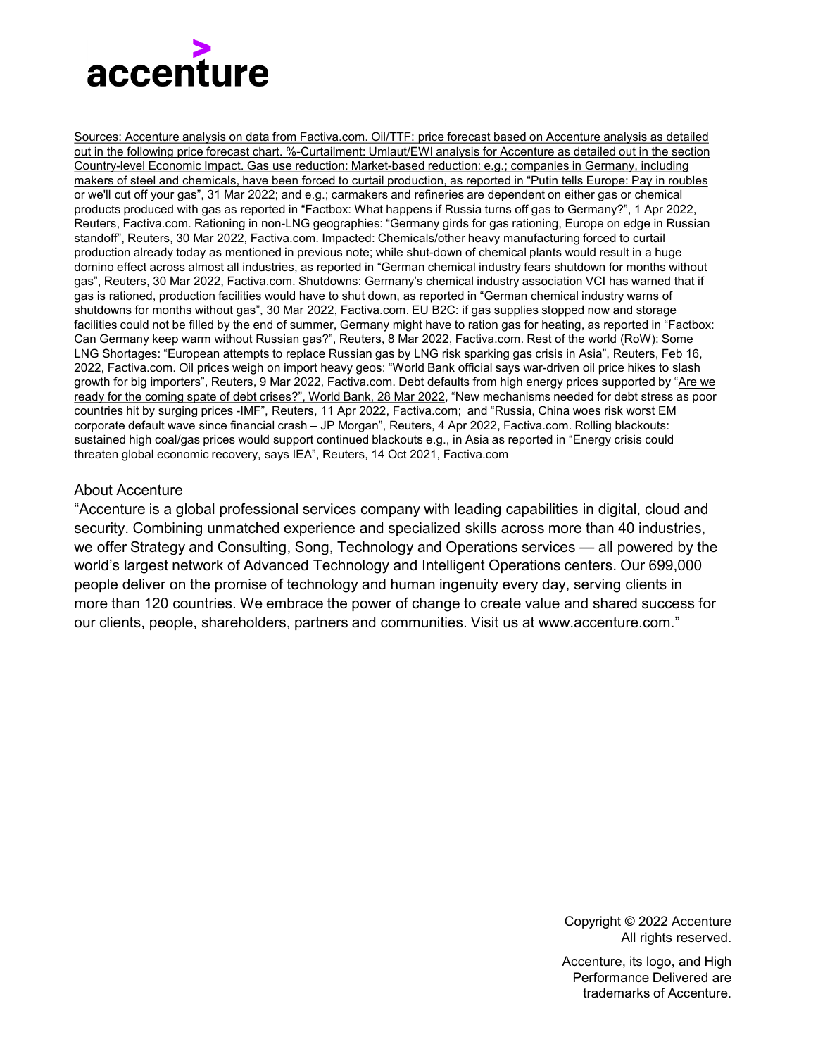accenture

Sources: Accenture analysis on data from Factiva.com. Oil/TTF: price forecast based on Accenture analysis as detailed out in the following price forecast chart. %-Curtailment: Umlaut/EWI analysis for Accenture as detailed out in the section Country-level Economic Impact. Gas use reduction: Market-based reduction: e.g.; companies in Germany, including makers of steel and chemicals, have been forced to curtail production, as reported in "Putin tells Europe: Pay in roubles or we'll cut off your gas", 31 Mar 2022; and e.g.; carmakers and refineries are dependent on either gas or chemical products produced with gas as reported in "Factbox: What happens if Russia turns off gas to Germany?", 1 Apr 2022, Reuters, Factiva.com. Rationing in non-LNG geographies: "Germany girds for gas rationing, Europe on edge in Russian standoff", Reuters, 30 Mar 2022, Factiva.com. Impacted: Chemicals/other heavy manufacturing forced to curtail production already today as mentioned in previous note; while shut-down of chemical plants would result in a huge domino effect across almost all industries, as reported in "German chemical industry fears shutdown for months without gas", Reuters, 30 Mar 2022, Factiva.com. Shutdowns: Germany's chemical industry association VCI has warned that if gas is rationed, production facilities would have to shut down, as reported in "German chemical industry warns of shutdowns for months without gas", 30 Mar 2022, Factiva.com. EU B2C: if gas supplies stopped now and storage facilities could not be filled by the end of summer, Germany might have to ration gas for heating, as reported in "Factbox: Can Germany keep warm without Russian gas?", Reuters, 8 Mar 2022, Factiva.com. Rest of the world (RoW): Some LNG Shortages: "European attempts to replace Russian gas by LNG risk sparking gas crisis in Asia", Reuters, Feb 16, 2022, Factiva.com. Oil prices weigh on import heavy geos: "World Bank official says war-driven oil price hikes to slash growth for big importers", Reuters, 9 Mar 2022, Factiva.com. Debt defaults from high energy prices supported by "Are we ready for the coming spate of debt crises?", World Bank, 28 Mar 2022, "New mechanisms needed for debt stress as poor countries hit by surging prices -IMF", Reuters, 11 Apr 2022, Factiva.com; and "Russia, China woes risk worst EM corporate default wave since financial crash – JP Morgan", Reuters, 4 Apr 2022, Factiva.com. Rolling blackouts: sustained high coal/gas prices would support continued blackouts e.g., in Asia as reported in "Energy crisis could threaten global economic recovery, says IEA", Reuters, 14 Oct 2021, Factiva.com

## About Accenture

"Accenture is a global professional services company with leading capabilities in digital, cloud and security. Combining unmatched experience and specialized skills across more than 40 industries, we offer Strategy and Consulting, Song, Technology and Operations services — all powered by the world's largest network of Advanced Technology and Intelligent Operations centers. Our 699,000 people deliver on the promise of technology and human ingenuity every day, serving clients in more than 120 countries. We embrace the power of change to create value and shared success for our clients, people, shareholders, partners and communities. Visit us at www.accenture.com."

Copyright © 2022 Accenture
All rights reserved.

Accenture, its logo, and High Performance Delivered are trademarks of Accenture.